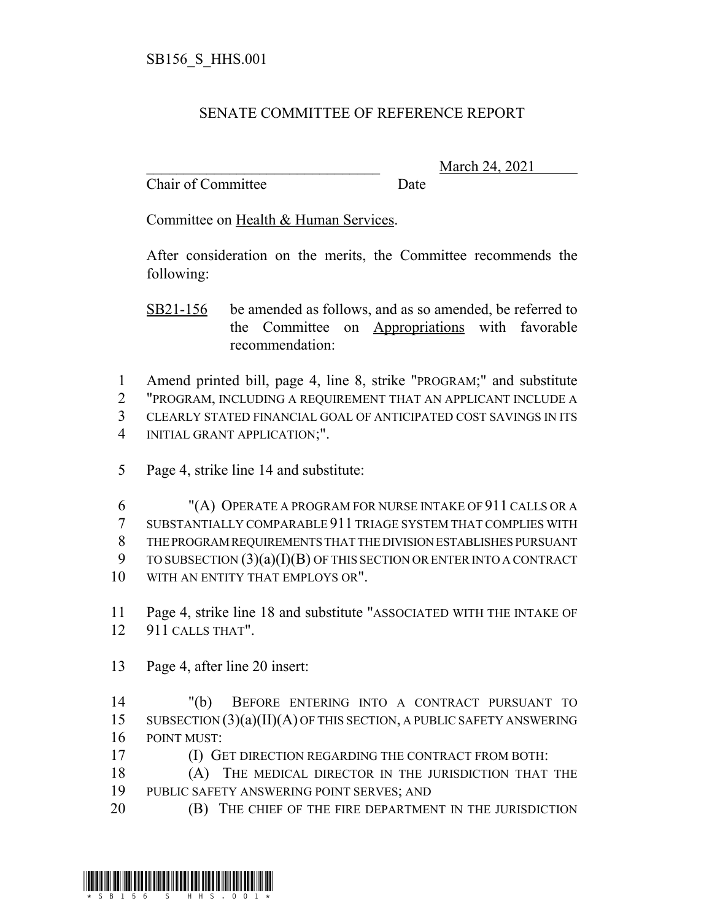SB156_S_HHS.001

# SENATE COMMITTEE OF REFERENCE REPORT

________________________________ March 24, 2021
Chair of Committee Date

Committee on Health & Human Services.

After consideration on the merits, the Committee recommends the following:

SB21-156 be amended as follows, and as so amended, be referred to the Committee on Appropriations with favorable recommendation:

1 Amend printed bill, page 4, line 8, strike "PROGRAM;" and substitute
2 "PROGRAM, INCLUDING A REQUIREMENT THAT AN APPLICANT INCLUDE A
3 CLEARLY STATED FINANCIAL GOAL OF ANTICIPATED COST SAVINGS IN ITS
4 INITIAL GRANT APPLICATION;".

5 Page 4, strike line 14 and substitute:

6 "(A) OPERATE A PROGRAM FOR NURSE INTAKE OF 911 CALLS OR A
7 SUBSTANTIALLY COMPARABLE 911 TRIAGE SYSTEM THAT COMPLIES WITH
8 THE PROGRAM REQUIREMENTS THAT THE DIVISION ESTABLISHES PURSUANT
9 TO SUBSECTION (3)(a)(I)(B) OF THIS SECTION OR ENTER INTO A CONTRACT
10 WITH AN ENTITY THAT EMPLOYS OR".

11 Page 4, strike line 18 and substitute "ASSOCIATED WITH THE INTAKE OF
12 911 CALLS THAT".

13 Page 4, after line 20 insert:

14 "(b) BEFORE ENTERING INTO A CONTRACT PURSUANT TO
15 SUBSECTION (3)(a)(II)(A) OF THIS SECTION, A PUBLIC SAFETY ANSWERING
16 POINT MUST:
17 (I) GET DIRECTION REGARDING THE CONTRACT FROM BOTH:
18 (A) THE MEDICAL DIRECTOR IN THE JURISDICTION THAT THE
19 PUBLIC SAFETY ANSWERING POINT SERVES; AND
20 (B) THE CHIEF OF THE FIRE DEPARTMENT IN THE JURISDICTION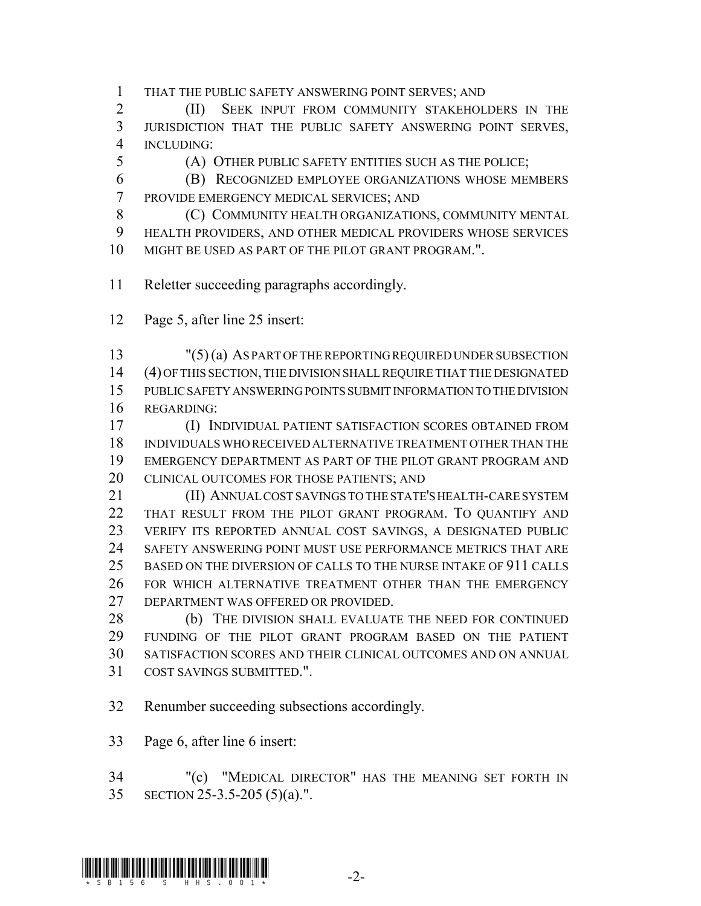THAT THE PUBLIC SAFETY ANSWERING POINT SERVES; AND

(II) SEEK INPUT FROM COMMUNITY STAKEHOLDERS IN THE JURISDICTION THAT THE PUBLIC SAFETY ANSWERING POINT SERVES, INCLUDING:

(A) OTHER PUBLIC SAFETY ENTITIES SUCH AS THE POLICE;

(B) RECOGNIZED EMPLOYEE ORGANIZATIONS WHOSE MEMBERS PROVIDE EMERGENCY MEDICAL SERVICES; AND

(C) COMMUNITY HEALTH ORGANIZATIONS, COMMUNITY MENTAL HEALTH PROVIDERS, AND OTHER MEDICAL PROVIDERS WHOSE SERVICES MIGHT BE USED AS PART OF THE PILOT GRANT PROGRAM.".

Reletter succeeding paragraphs accordingly.

Page 5, after line 25 insert:

"(5) (a) AS PART OF THE REPORTING REQUIRED UNDER SUBSECTION (4) OF THIS SECTION, THE DIVISION SHALL REQUIRE THAT THE DESIGNATED PUBLIC SAFETY ANSWERING POINTS SUBMIT INFORMATION TO THE DIVISION REGARDING:

(I) INDIVIDUAL PATIENT SATISFACTION SCORES OBTAINED FROM INDIVIDUALS WHO RECEIVED ALTERNATIVE TREATMENT OTHER THAN THE EMERGENCY DEPARTMENT AS PART OF THE PILOT GRANT PROGRAM AND CLINICAL OUTCOMES FOR THOSE PATIENTS; AND

(II) ANNUAL COST SAVINGS TO THE STATE'S HEALTH-CARE SYSTEM THAT RESULT FROM THE PILOT GRANT PROGRAM. TO QUANTIFY AND VERIFY ITS REPORTED ANNUAL COST SAVINGS, A DESIGNATED PUBLIC SAFETY ANSWERING POINT MUST USE PERFORMANCE METRICS THAT ARE BASED ON THE DIVERSION OF CALLS TO THE NURSE INTAKE OF 911 CALLS FOR WHICH ALTERNATIVE TREATMENT OTHER THAN THE EMERGENCY DEPARTMENT WAS OFFERED OR PROVIDED.

(b) THE DIVISION SHALL EVALUATE THE NEED FOR CONTINUED FUNDING OF THE PILOT GRANT PROGRAM BASED ON THE PATIENT SATISFACTION SCORES AND THEIR CLINICAL OUTCOMES AND ON ANNUAL COST SAVINGS SUBMITTED.".

Renumber succeeding subsections accordingly.

Page 6, after line 6 insert:

"(c) "MEDICAL DIRECTOR" HAS THE MEANING SET FORTH IN SECTION 25-3.5-205 (5)(a).".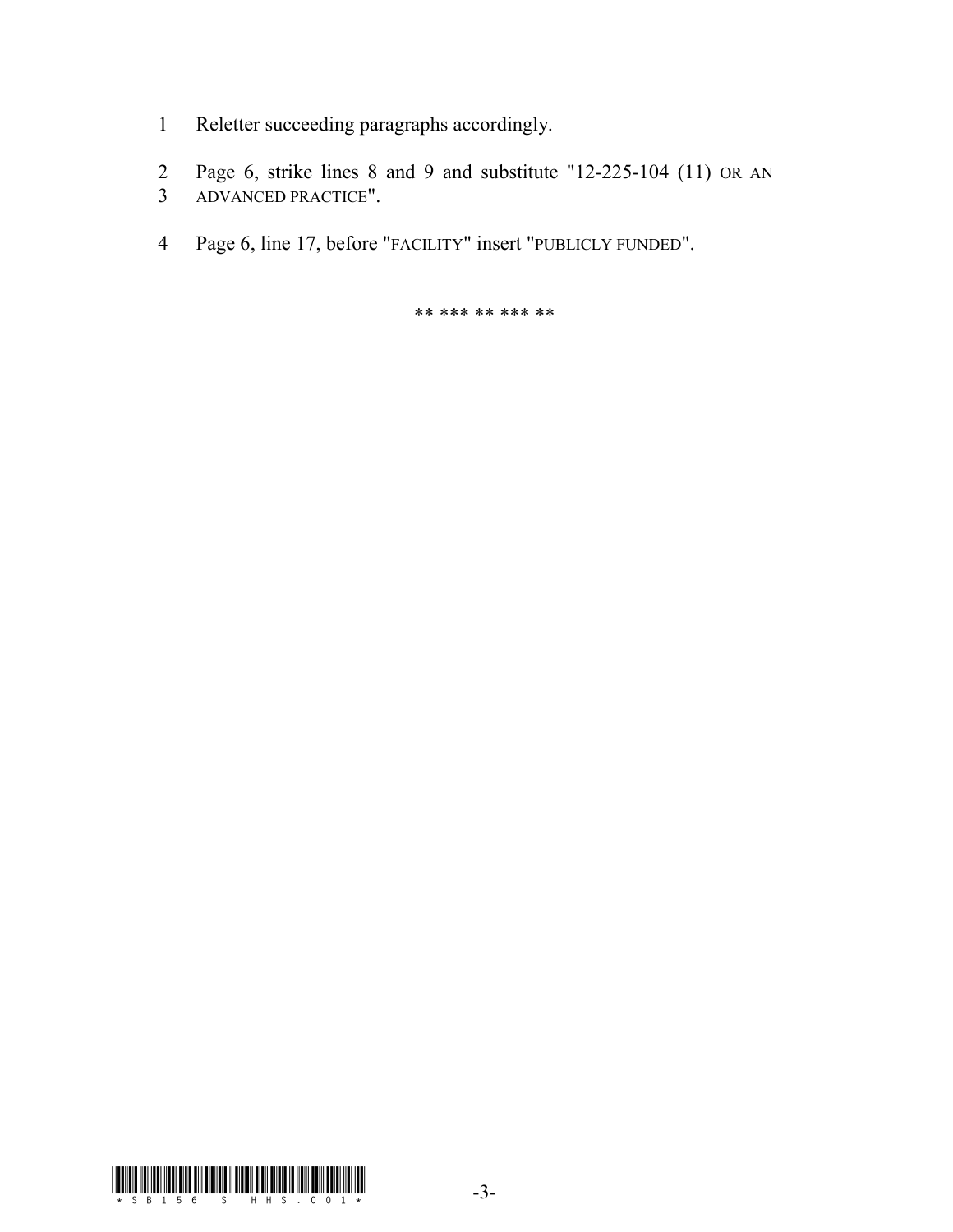Reletter succeeding paragraphs accordingly.

Page 6, strike lines 8 and 9 and substitute "12-225-104 (11) OR AN ADVANCED PRACTICE".

Page 6, line 17, before "FACILITY" insert "PUBLICLY FUNDED".

** *** ** *** **